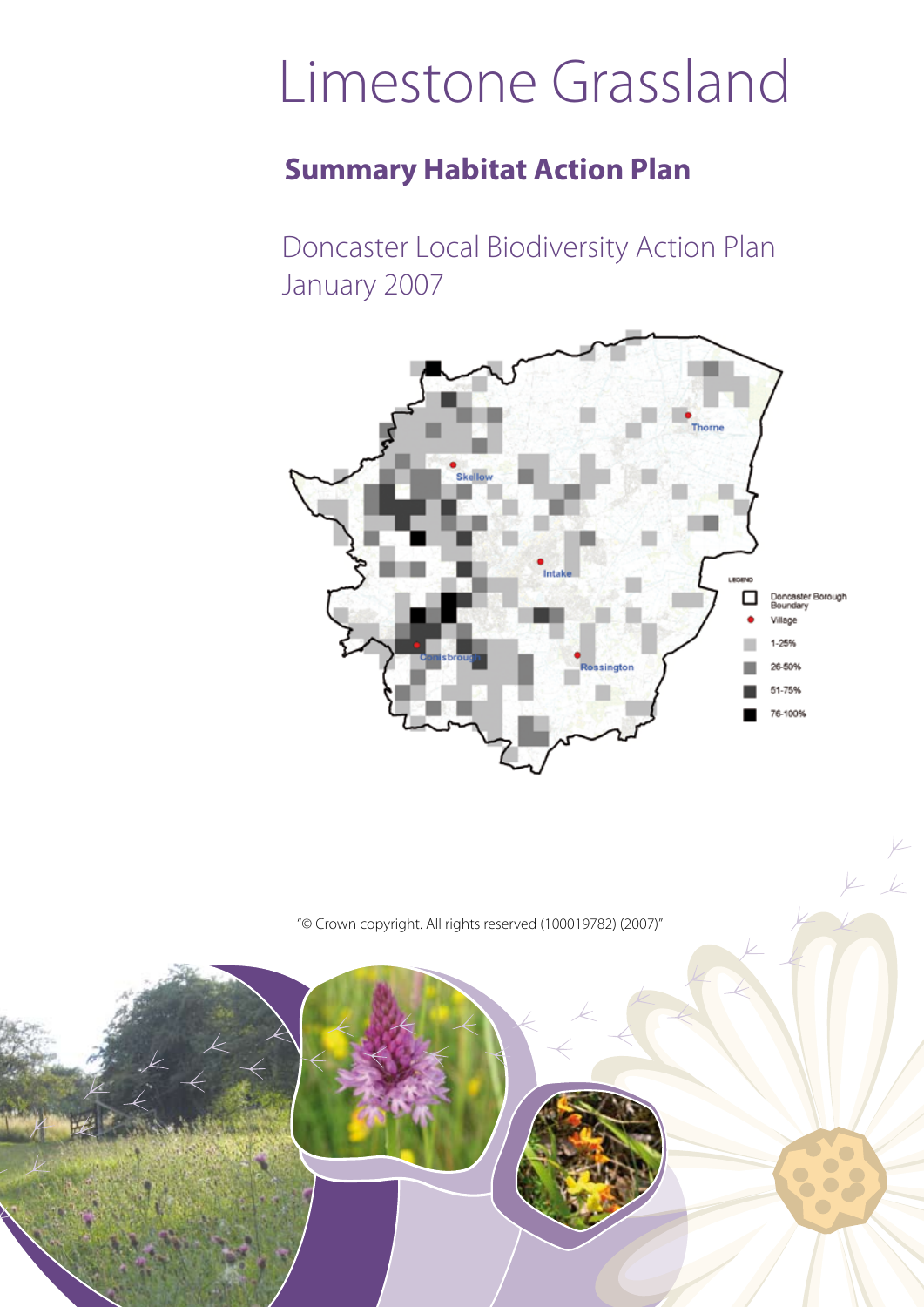# Limestone Grassland

## Summary Habitat Action Plan

Doncaster Local Biodiversity Action Plan
January 2007

"© Crown copyright. All rights reserved (100019782) (2007)"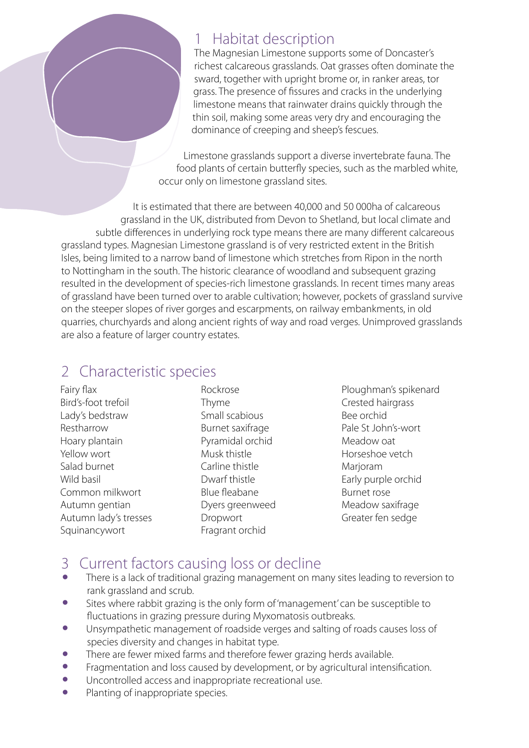## 1 Habitat description

The Magnesian Limestone supports some of Doncaster's richest calcareous grasslands. Oat grasses often dominate the sward, together with upright brome or, in ranker areas, tor grass. The presence of fissures and cracks in the underlying limestone means that rainwater drains quickly through the thin soil, making some areas very dry and encouraging the dominance of creeping and sheep's fescues.

Limestone grasslands support a diverse invertebrate fauna. The food plants of certain butterfly species, such as the marbled white, occur only on limestone grassland sites.

It is estimated that there are between 40,000 and 50 000ha of calcareous grassland in the UK, distributed from Devon to Shetland, but local climate and subtle differences in underlying rock type means there are many different calcareous grassland types. Magnesian Limestone grassland is of very restricted extent in the British Isles, being limited to a narrow band of limestone which stretches from Ripon in the north to Nottingham in the south. The historic clearance of woodland and subsequent grazing resulted in the development of species-rich limestone grasslands. In recent times many areas of grassland have been turned over to arable cultivation; however, pockets of grassland survive on the steeper slopes of river gorges and escarpments, on railway embankments, in old quarries, churchyards and along ancient rights of way and road verges. Unimproved grasslands are also a feature of larger country estates.

## 2 Characteristic species

Fairy flax
Bird's-foot trefoil
Lady's bedstraw
Restharrow
Hoary plantain
Yellow wort
Salad burnet
Wild basil
Common milkwort
Autumn gentian
Autumn lady's tresses
Squinancywort
Rockrose
Thyme
Small scabious
Burnet saxifrage
Pyramidal orchid
Musk thistle
Carline thistle
Dwarf thistle
Blue fleabane
Dyers greenweed
Dropwort
Fragrant orchid
Ploughman's spikenard
Crested hairgrass
Bee orchid
Pale St John's-wort
Meadow oat
Horseshoe vetch
Marjoram
Early purple orchid
Burnet rose
Meadow saxifrage
Greater fen sedge

## 3 Current factors causing loss or decline

- There is a lack of traditional grazing management on many sites leading to reversion to rank grassland and scrub.
- Sites where rabbit grazing is the only form of 'management' can be susceptible to fluctuations in grazing pressure during Myxomatosis outbreaks.
- Unsympathetic management of roadside verges and salting of roads causes loss of species diversity and changes in habitat type.
- There are fewer mixed farms and therefore fewer grazing herds available.
- Fragmentation and loss caused by development, or by agricultural intensification.
- Uncontrolled access and inappropriate recreational use.
- Planting of inappropriate species.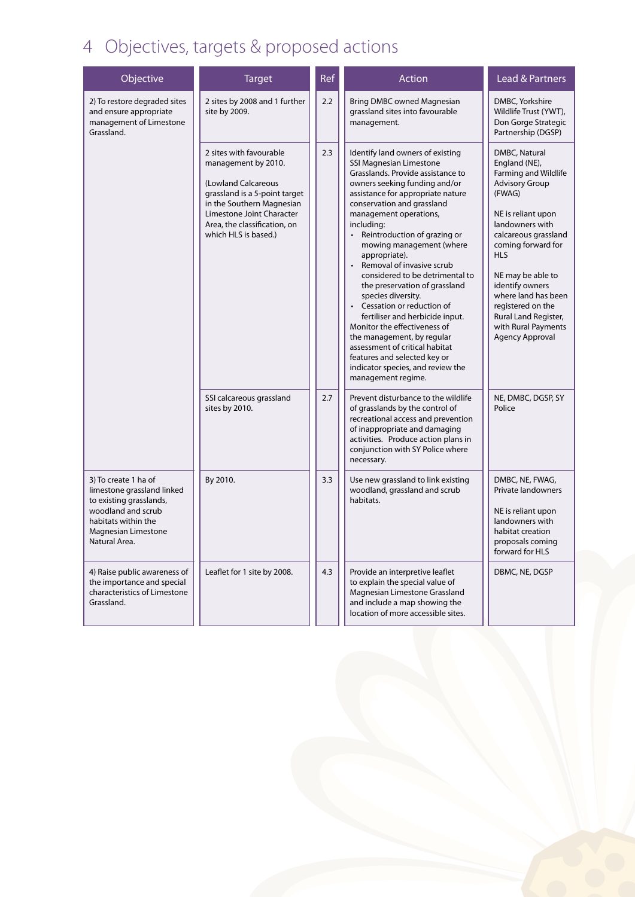# 4 Objectives, targets & proposed actions

| Objective | Target | Ref | Action | Lead & Partners |
|---|---|---|---|---|
| 2) To restore degraded sites and ensure appropriate management of Limestone Grassland. | 2 sites by 2008 and 1 further site by 2009. | 2.2 | Bring DMBC owned Magnesian grassland sites into favourable management. | DMBC, Yorkshire Wildlife Trust (YWT), Don Gorge Strategic Partnership (DGSP) |
| | 2 sites with favourable management by 2010.<br><br>(Lowland Calcareous grassland is a 5-point target in the Southern Magnesian Limestone Joint Character Area, the classification, on which HLS is based.) | 2.3 | Identify land owners of existing SSI Magnesian Limestone Grasslands. Provide assistance to owners seeking funding and/or assistance for appropriate nature conservation and grassland management operations, including:<br>• Reintroduction of grazing or mowing management (where appropriate).<br>• Removal of invasive scrub considered to be detrimental to the preservation of grassland species diversity.<br>• Cessation or reduction of fertiliser and herbicide input.<br>Monitor the effectiveness of the management, by regular assessment of critical habitat features and selected key or indicator species, and review the management regime. | DMBC, Natural England (NE), Farming and Wildlife Advisory Group (FWAG)<br><br>NE is reliant upon landowners with calcareous grassland coming forward for HLS<br><br>NE may be able to identify owners where land has been registered on the Rural Land Register, with Rural Payments Agency Approval |
| | SSI calcareous grassland sites by 2010. | 2.7 | Prevent disturbance to the wildlife of grasslands by the control of recreational access and prevention of inappropriate and damaging activities. Produce action plans in conjunction with SY Police where necessary. | NE, DMBC, DGSP, SY Police |
| 3) To create 1 ha of limestone grassland linked to existing grasslands, woodland and scrub habitats within the Magnesian Limestone Natural Area. | By 2010. | 3.3 | Use new grassland to link existing woodland, grassland and scrub habitats. | DMBC, NE, FWAG, Private landowners<br><br>NE is reliant upon landowners with habitat creation proposals coming forward for HLS |
| 4) Raise public awareness of the importance and special characteristics of Limestone Grassland. | Leaflet for 1 site by 2008. | 4.3 | Provide an interpretive leaflet to explain the special value of Magnesian Limestone Grassland and include a map showing the location of more accessible sites. | DBMC, NE, DGSP |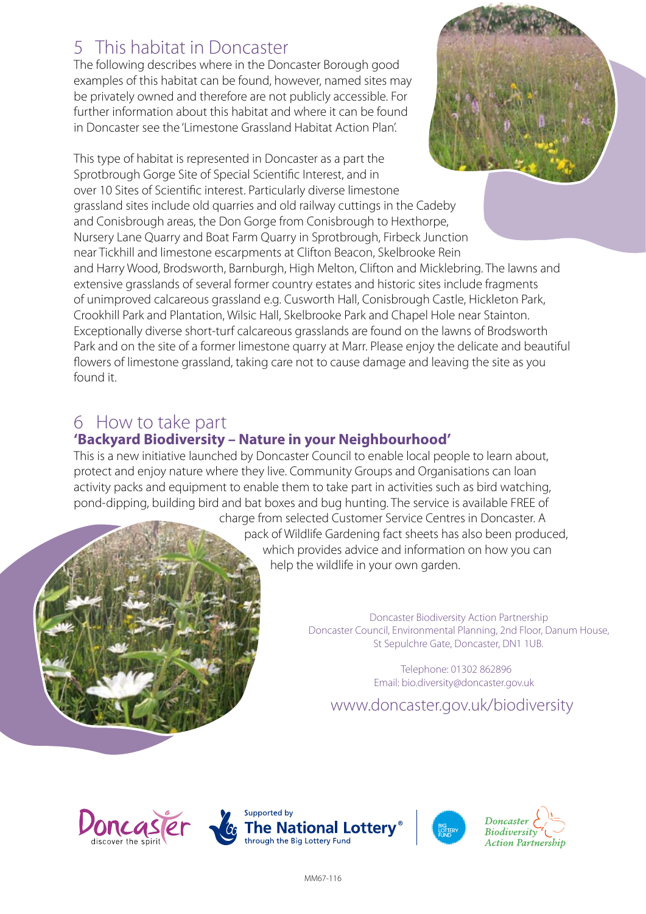## 5 This habitat in Doncaster

The following describes where in the Doncaster Borough good examples of this habitat can be found, however, named sites may be privately owned and therefore are not publicly accessible. For further information about this habitat and where it can be found in Doncaster see the 'Limestone Grassland Habitat Action Plan'.

This type of habitat is represented in Doncaster as a part the Sprotbrough Gorge Site of Special Scientific Interest, and in over 10 Sites of Scientific interest. Particularly diverse limestone grassland sites include old quarries and old railway cuttings in the Cadeby and Conisbrough areas, the Don Gorge from Conisbrough to Hexthorpe, Nursery Lane Quarry and Boat Farm Quarry in Sprotbrough, Firbeck Junction near Tickhill and limestone escarpments at Clifton Beacon, Skelbrooke Rein and Harry Wood, Brodsworth, Barnburgh, High Melton, Clifton and Micklebring. The lawns and extensive grasslands of several former country estates and historic sites include fragments of unimproved calcareous grassland e.g. Cusworth Hall, Conisbrough Castle, Hickleton Park, Crookhill Park and Plantation, Wilsic Hall, Skelbrooke Park and Chapel Hole near Stainton. Exceptionally diverse short-turf calcareous grasslands are found on the lawns of Brodsworth Park and on the site of a former limestone quarry at Marr. Please enjoy the delicate and beautiful flowers of limestone grassland, taking care not to cause damage and leaving the site as you found it.

## 6 How to take part

### 'Backyard Biodiversity – Nature in your Neighbourhood'

This is a new initiative launched by Doncaster Council to enable local people to learn about, protect and enjoy nature where they live. Community Groups and Organisations can loan activity packs and equipment to enable them to take part in activities such as bird watching, pond-dipping, building bird and bat boxes and bug hunting. The service is available FREE of charge from selected Customer Service Centres in Doncaster. A pack of Wildlife Gardening fact sheets has also been produced, which provides advice and information on how you can help the wildlife in your own garden.

Doncaster Biodiversity Action Partnership
Doncaster Council, Environmental Planning, 2nd Floor, Danum House, St Sepulchre Gate, Doncaster, DN1 1UB.

Telephone: 01302 862896
Email: bio.diversity@doncaster.gov.uk

www.doncaster.gov.uk/biodiversity

Doncaster discover the spirit

Supported by The National Lottery® through the Big Lottery Fund

Big Lottery Fund

Doncaster Biodiversity Action Partnership

MM67-116